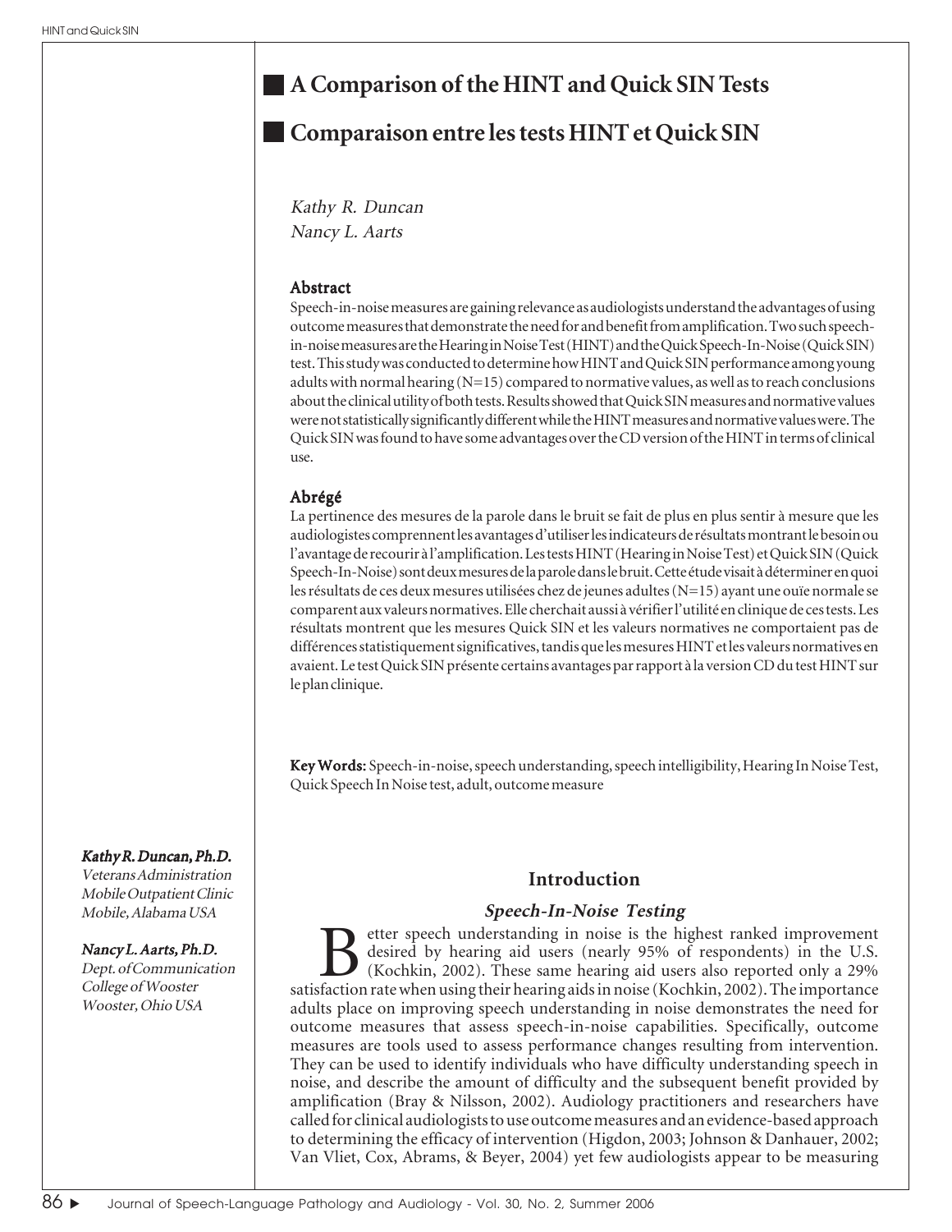# A Comparison of the HINT and Quick SIN Tests

# Comparaison entre les tests HINT et Quick SIN

*Kathy R. Duncan*
*Nancy L. Aarts*

**Kathy R. Duncan, Ph.D.**
*Veterans Administration Mobile Outpatient Clinic Mobile, Alabama USA*

**Nancy L. Aarts, Ph.D.**
*Dept. of Communication College of Wooster Wooster, Ohio USA*

### Abstract

Speech-in-noise measures are gaining relevance as audiologists understand the advantages of using outcome measures that demonstrate the need for and benefit from amplification. Two such speech-in-noise measures are the Hearing in Noise Test (HINT) and the Quick Speech-In-Noise (Quick SIN) test. This study was conducted to determine how HINT and Quick SIN performance among young adults with normal hearing (N=15) compared to normative values, as well as to reach conclusions about the clinical utility of both tests. Results showed that Quick SIN measures and normative values were not statistically significantly different while the HINT measures and normative values were. The Quick SIN was found to have some advantages over the CD version of the HINT in terms of clinical use.

### Abrégé

La pertinence des mesures de la parole dans le bruit se fait de plus en plus sentir à mesure que les audiologistes comprennent les avantages d'utiliser les indicateurs de résultats montrant le besoin ou l'avantage de recourir à l'amplification. Les tests HINT (Hearing in Noise Test) et Quick SIN (Quick Speech-In-Noise) sont deux mesures de la parole dans le bruit. Cette étude visait à déterminer en quoi les résultats de ces deux mesures utilisées chez de jeunes adultes (N=15) ayant une ouïe normale se comparent aux valeurs normatives. Elle cherchait aussi à vérifier l'utilité en clinique de ces tests. Les résultats montrent que les mesures Quick SIN et les valeurs normatives ne comportaient pas de différences statistiquement significatives, tandis que les mesures HINT et les valeurs normatives en avaient. Le test Quick SIN présente certains avantages par rapport à la version CD du test HINT sur le plan clinique.

**Key Words:** Speech-in-noise, speech understanding, speech intelligibility, Hearing In Noise Test, Quick Speech In Noise test, adult, outcome measure

## Introduction

### *Speech-In-Noise Testing*

Better speech understanding in noise is the highest ranked improvement desired by hearing aid users (nearly 95% of respondents) in the U.S. (Kochkin, 2002). These same hearing aid users also reported only a 29% satisfaction rate when using their hearing aids in noise (Kochkin, 2002). The importance adults place on improving speech understanding in noise demonstrates the need for outcome measures that assess speech-in-noise capabilities. Specifically, outcome measures are tools used to assess performance changes resulting from intervention. They can be used to identify individuals who have difficulty understanding speech in noise, and describe the amount of difficulty and the subsequent benefit provided by amplification (Bray & Nilsson, 2002). Audiology practitioners and researchers have called for clinical audiologists to use outcome measures and an evidence-based approach to determining the efficacy of intervention (Higdon, 2003; Johnson & Danhauer, 2002; Van Vliet, Cox, Abrams, & Beyer, 2004) yet few audiologists appear to be measuring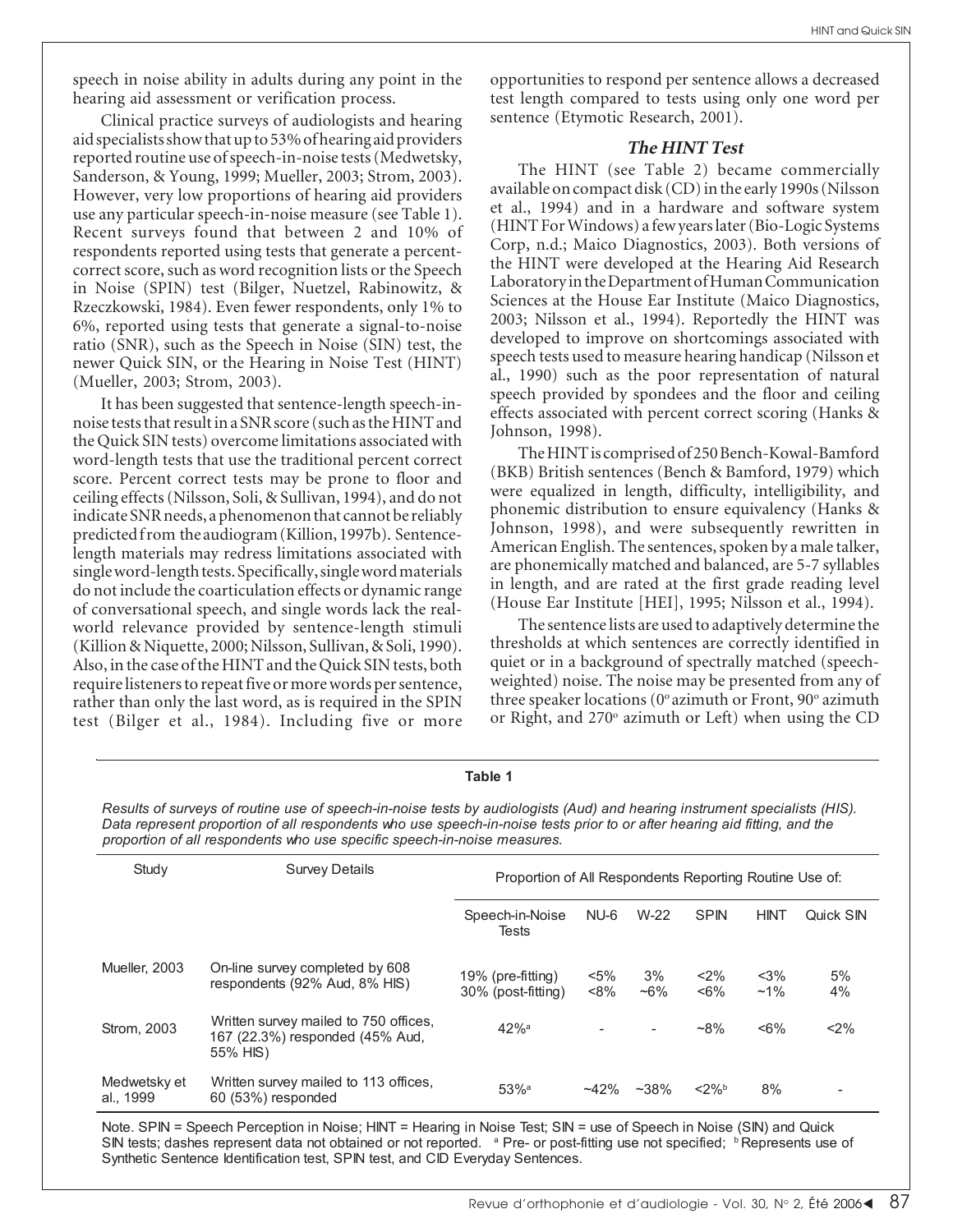speech in noise ability in adults during any point in the hearing aid assessment or verification process.

Clinical practice surveys of audiologists and hearing aid specialists show that up to 53% of hearing aid providers reported routine use of speech-in-noise tests (Medwetsky, Sanderson, & Young, 1999; Mueller, 2003; Strom, 2003). However, very low proportions of hearing aid providers use any particular speech-in-noise measure (see Table 1). Recent surveys found that between 2 and 10% of respondents reported using tests that generate a percent-correct score, such as word recognition lists or the Speech in Noise (SPIN) test (Bilger, Nuetzel, Rabinowitz, & Rzeczkowski, 1984). Even fewer respondents, only 1% to 6%, reported using tests that generate a signal-to-noise ratio (SNR), such as the Speech in Noise (SIN) test, the newer Quick SIN, or the Hearing in Noise Test (HINT) (Mueller, 2003; Strom, 2003).

It has been suggested that sentence-length speech-in-noise tests that result in a SNR score (such as the HINT and the Quick SIN tests) overcome limitations associated with word-length tests that use the traditional percent correct score. Percent correct tests may be prone to floor and ceiling effects (Nilsson, Soli, & Sullivan, 1994), and do not indicate SNR needs, a phenomenon that cannot be reliably predicted from the audiogram (Killion, 1997b). Sentence-length materials may redress limitations associated with single word-length tests. Specifically, single word materials do not include the coarticulation effects or dynamic range of conversational speech, and single words lack the real-world relevance provided by sentence-length stimuli (Killion & Niquette, 2000; Nilsson, Sullivan, & Soli, 1990). Also, in the case of the HINT and the Quick SIN tests, both require listeners to repeat five or more words per sentence, rather than only the last word, as is required in the SPIN test (Bilger et al., 1984). Including five or more opportunities to respond per sentence allows a decreased test length compared to tests using only one word per sentence (Etymotic Research, 2001).

### *The HINT Test*

The HINT (see Table 2) became commercially available on compact disk (CD) in the early 1990s (Nilsson et al., 1994) and in a hardware and software system (HINT For Windows) a few years later (Bio-Logic Systems Corp, n.d.; Maico Diagnostics, 2003). Both versions of the HINT were developed at the Hearing Aid Research Laboratory in the Department of Human Communication Sciences at the House Ear Institute (Maico Diagnostics, 2003; Nilsson et al., 1994). Reportedly the HINT was developed to improve on shortcomings associated with speech tests used to measure hearing handicap (Nilsson et al., 1990) such as the poor representation of natural speech provided by spondees and the floor and ceiling effects associated with percent correct scoring (Hanks & Johnson, 1998).

The HINT is comprised of 250 Bench-Kowal-Bamford (BKB) British sentences (Bench & Bamford, 1979) which were equalized in length, difficulty, intelligibility, and phonemic distribution to ensure equivalency (Hanks & Johnson, 1998), and were subsequently rewritten in American English. The sentences, spoken by a male talker, are phonemically matched and balanced, are 5-7 syllables in length, and are rated at the first grade reading level (House Ear Institute [HEI], 1995; Nilsson et al., 1994).

The sentence lists are used to adaptively determine the thresholds at which sentences are correctly identified in quiet or in a background of spectrally matched (speech-weighted) noise. The noise may be presented from any of three speaker locations (0° azimuth or Front, 90° azimuth or Right, and 270° azimuth or Left) when using the CD

**Table 1**

*Results of surveys of routine use of speech-in-noise tests by audiologists (Aud) and hearing instrument specialists (HIS). Data represent proportion of all respondents who use speech-in-noise tests prior to or after hearing aid fitting, and the proportion of all respondents who use specific speech-in-noise measures.*

| Study | Survey Details | Proportion of All Respondents Reporting Routine Use of: | | | | | |
|---|---|---|---|---|---|---|---|
| | | Speech-in-Noise Tests | NU-6 | W-22 | SPIN | HINT | Quick SIN |
| Mueller, 2003 | On-line survey completed by 608 respondents (92% Aud, 8% HIS) | 19% (pre-fitting)<br>30% (post-fitting) | <5%<br><8% | 3%<br>~6% | <2%<br><6% | <3%<br>~1% | 5%<br>4% |
| Strom, 2003 | Written survey mailed to 750 offices, 167 (22.3%) responded (45% Aud, 55% HIS) | 42%[a] | - | - | ~8% | <6% | <2% |
| Medwetsky et al., 1999 | Written survey mailed to 113 offices, 60 (53%) responded | 53%[a] | ~42% | ~38% | <2%[b] | 8% | - |

Note. SPIN = Speech Perception in Noise; HINT = Hearing in Noise Test; SIN = use of Speech in Noise (SIN) and Quick SIN tests; dashes represent data not obtained or not reported. [a] Pre- or post-fitting use not specified; [b] Represents use of Synthetic Sentence Identification test, SPIN test, and CID Everyday Sentences.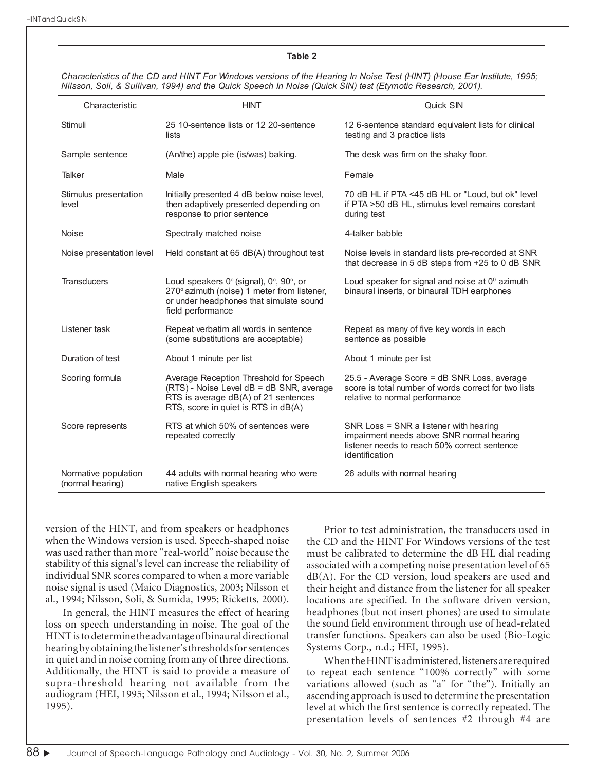**Table 2**

*Characteristics of the CD and HINT For Windows versions of the Hearing In Noise Test (HINT) (House Ear Institute, 1995; Nilsson, Soli, & Sullivan, 1994) and the Quick Speech In Noise (Quick SIN) test (Etymotic Research, 2001).*

| Characteristic | HINT | Quick SIN |
|---|---|---|
| Stimuli | 25 10-sentence lists or 12 20-sentence lists | 12 6-sentence standard equivalent lists for clinical testing and 3 practice lists |
| Sample sentence | (An/the) apple pie (is/was) baking. | The desk was firm on the shaky floor. |
| Talker | Male | Female |
| Stimulus presentation level | Initially presented 4 dB below noise level, then adaptively presented depending on response to prior sentence | 70 dB HL if PTA <45 dB HL or "Loud, but ok" level if PTA >50 dB HL, stimulus level remains constant during test |
| Noise | Spectrally matched noise | 4-talker babble |
| Noise presentation level | Held constant at 65 dB(A) throughout test | Noise levels in standard lists pre-recorded at SNR that decrease in 5 dB steps from +25 to 0 dB SNR |
| Transducers | Loud speakers 0° (signal), 0°, 90°, or 270° azimuth (noise) 1 meter from listener, or under headphones that simulate sound field performance | Loud speaker for signal and noise at 0° azimuth binaural inserts, or binaural TDH earphones |
| Listener task | Repeat verbatim all words in sentence (some substitutions are acceptable) | Repeat as many of five key words in each sentence as possible |
| Duration of test | About 1 minute per list | About 1 minute per list |
| Scoring formula | Average Reception Threshold for Speech (RTS) - Noise Level dB = dB SNR, average RTS is average dB(A) of 21 sentences RTS, score in quiet is RTS in dB(A) | 25.5 - Average Score = dB SNR Loss, average score is total number of words correct for two lists relative to normal performance |
| Score represents | RTS at which 50% of sentences were repeated correctly | SNR Loss = SNR a listener with hearing impairment needs above SNR normal hearing listener needs to reach 50% correct sentence identification |
| Normative population (normal hearing) | 44 adults with normal hearing who were native English speakers | 26 adults with normal hearing |

version of the HINT, and from speakers or headphones when the Windows version is used. Speech-shaped noise was used rather than more "real-world" noise because the stability of this signal's level can increase the reliability of individual SNR scores compared to when a more variable noise signal is used (Maico Diagnostics, 2003; Nilsson et al., 1994; Nilsson, Soli, & Sumida, 1995; Ricketts, 2000).

In general, the HINT measures the effect of hearing loss on speech understanding in noise. The goal of the HINT is to determine the advantage of binaural directional hearing by obtaining the listener's thresholds for sentences in quiet and in noise coming from any of three directions. Additionally, the HINT is said to provide a measure of supra-threshold hearing not available from the audiogram (HEI, 1995; Nilsson et al., 1994; Nilsson et al., 1995).

Prior to test administration, the transducers used in the CD and the HINT For Windows versions of the test must be calibrated to determine the dB HL dial reading associated with a competing noise presentation level of 65 dB(A). For the CD version, loud speakers are used and their height and distance from the listener for all speaker locations are specified. In the software driven version, headphones (but not insert phones) are used to simulate the sound field environment through use of head-related transfer functions. Speakers can also be used (Bio-Logic Systems Corp., n.d.; HEI, 1995).

When the HINT is administered, listeners are required to repeat each sentence "100% correctly" with some variations allowed (such as "a" for "the"). Initially an ascending approach is used to determine the presentation level at which the first sentence is correctly repeated. The presentation levels of sentences #2 through #4 are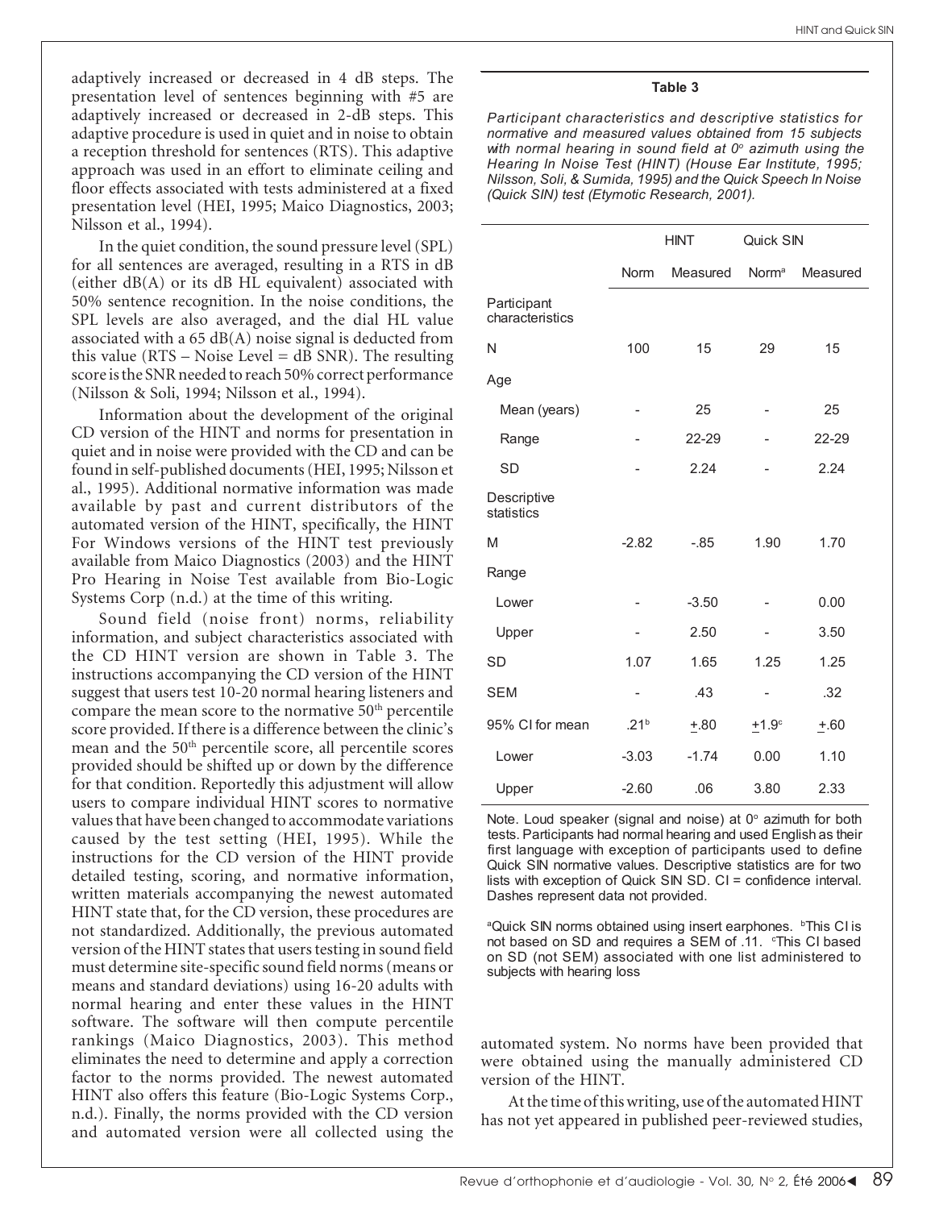adaptively increased or decreased in 4 dB steps. The presentation level of sentences beginning with #5 are adaptively increased or decreased in 2-dB steps. This adaptive procedure is used in quiet and in noise to obtain a reception threshold for sentences (RTS). This adaptive approach was used in an effort to eliminate ceiling and floor effects associated with tests administered at a fixed presentation level (HEI, 1995; Maico Diagnostics, 2003; Nilsson et al., 1994).

In the quiet condition, the sound pressure level (SPL) for all sentences are averaged, resulting in a RTS in dB (either dB(A) or its dB HL equivalent) associated with 50% sentence recognition. In the noise conditions, the SPL levels are also averaged, and the dial HL value associated with a 65 dB(A) noise signal is deducted from this value (RTS – Noise Level = dB SNR). The resulting score is the SNR needed to reach 50% correct performance (Nilsson & Soli, 1994; Nilsson et al., 1994).

Information about the development of the original CD version of the HINT and norms for presentation in quiet and in noise were provided with the CD and can be found in self-published documents (HEI, 1995; Nilsson et al., 1995). Additional normative information was made available by past and current distributors of the automated version of the HINT, specifically, the HINT For Windows versions of the HINT test previously available from Maico Diagnostics (2003) and the HINT Pro Hearing in Noise Test available from Bio-Logic Systems Corp (n.d.) at the time of this writing.

Sound field (noise front) norms, reliability information, and subject characteristics associated with the CD HINT version are shown in Table 3. The instructions accompanying the CD version of the HINT suggest that users test 10-20 normal hearing listeners and compare the mean score to the normative 50th percentile score provided. If there is a difference between the clinic's mean and the 50th percentile score, all percentile scores provided should be shifted up or down by the difference for that condition. Reportedly this adjustment will allow users to compare individual HINT scores to normative values that have been changed to accommodate variations caused by the test setting (HEI, 1995). While the instructions for the CD version of the HINT provide detailed testing, scoring, and normative information, written materials accompanying the newest automated HINT state that, for the CD version, these procedures are not standardized. Additionally, the previous automated version of the HINT states that users testing in sound field must determine site-specific sound field norms (means or means and standard deviations) using 16-20 adults with normal hearing and enter these values in the HINT software. The software will then compute percentile rankings (Maico Diagnostics, 2003). This method eliminates the need to determine and apply a correction factor to the norms provided. The newest automated HINT also offers this feature (Bio-Logic Systems Corp., n.d.). Finally, the norms provided with the CD version and automated version were all collected using the automated system. No norms have been provided that were obtained using the manually administered CD version of the HINT.

At the time of this writing, use of the automated HINT has not yet appeared in published peer-reviewed studies,

**Table 3**

*Participant characteristics and descriptive statistics for normative and measured values obtained from 15 subjects with normal hearing in sound field at 0° azimuth using the Hearing In Noise Test (HINT) (House Ear Institute, 1995; Nilsson, Soli, & Sumida, 1995) and the Quick Speech In Noise (Quick SIN) test (Etymotic Research, 2001).*

| | HINT | | Quick SIN | |
|---|---|---|---|---|
| | Norm | Measured | Norm[a] | Measured |
| Participant characteristics | | | | |
| N | 100 | 15 | 29 | 15 |
| Age | | | | |
| Mean (years) | - | 25 | - | 25 |
| Range | - | 22-29 | - | 22-29 |
| SD | - | 2.24 | - | 2.24 |
| Descriptive statistics | | | | |
| M | -2.82 | -.85 | 1.90 | 1.70 |
| Range | | | | |
| Lower | - | -3.50 | - | 0.00 |
| Upper | - | 2.50 | - | 3.50 |
| SD | 1.07 | 1.65 | 1.25 | 1.25 |
| SEM | - | .43 | - | .32 |
| 95% CI for mean | .21[b] | ±.80 | ±1.9[c] | ±.60 |
| Lower | -3.03 | -1.74 | 0.00 | 1.10 |
| Upper | -2.60 | .06 | 3.80 | 2.33 |

Note. Loud speaker (signal and noise) at 0° azimuth for both tests. Participants had normal hearing and used English as their first language with exception of participants used to define Quick SIN normative values. Descriptive statistics are for two lists with exception of Quick SIN SD. CI = confidence interval. Dashes represent data not provided.

[a]Quick SIN norms obtained using insert earphones. [b]This CI is not based on SD and requires a SEM of .11. [c]This CI based on SD (not SEM) associated with one list administered to subjects with hearing loss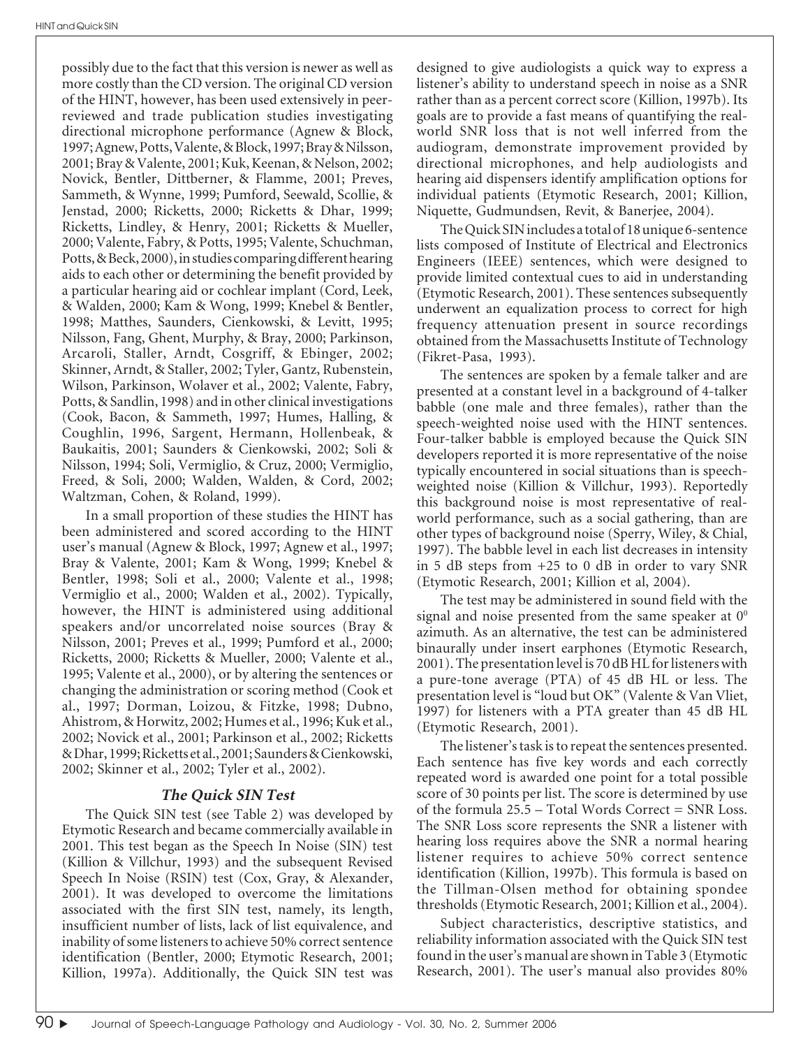possibly due to the fact that this version is newer as well as more costly than the CD version. The original CD version of the HINT, however, has been used extensively in peer-reviewed and trade publication studies investigating directional microphone performance (Agnew & Block, 1997; Agnew, Potts, Valente, & Block, 1997; Bray & Nilsson, 2001; Bray & Valente, 2001; Kuk, Keenan, & Nelson, 2002; Novick, Bentler, Dittberner, & Flamme, 2001; Preves, Sammeth, & Wynne, 1999; Pumford, Seewald, Scollie, & Jenstad, 2000; Ricketts, 2000; Ricketts & Dhar, 1999; Ricketts, Lindley, & Henry, 2001; Ricketts & Mueller, 2000; Valente, Fabry, & Potts, 1995; Valente, Schuchman, Potts, & Beck, 2000), in studies comparing different hearing aids to each other or determining the benefit provided by a particular hearing aid or cochlear implant (Cord, Leek, & Walden, 2000; Kam & Wong, 1999; Knebel & Bentler, 1998; Matthes, Saunders, Cienkowski, & Levitt, 1995; Nilsson, Fang, Ghent, Murphy, & Bray, 2000; Parkinson, Arcaroli, Staller, Arndt, Cosgriff, & Ebinger, 2002; Skinner, Arndt, & Staller, 2002; Tyler, Gantz, Rubenstein, Wilson, Parkinson, Wolaver et al., 2002; Valente, Fabry, Potts, & Sandlin, 1998) and in other clinical investigations (Cook, Bacon, & Sammeth, 1997; Humes, Halling, & Coughlin, 1996, Sargent, Hermann, Hollenbeak, & Baukaitis, 2001; Saunders & Cienkowski, 2002; Soli & Nilsson, 1994; Soli, Vermiglio, & Cruz, 2000; Vermiglio, Freed, & Soli, 2000; Walden, Walden, & Cord, 2002; Waltzman, Cohen, & Roland, 1999).

In a small proportion of these studies the HINT has been administered and scored according to the HINT user's manual (Agnew & Block, 1997; Agnew et al., 1997; Bray & Valente, 2001; Kam & Wong, 1999; Knebel & Bentler, 1998; Soli et al., 2000; Valente et al., 1998; Vermiglio et al., 2000; Walden et al., 2002). Typically, however, the HINT is administered using additional speakers and/or uncorrelated noise sources (Bray & Nilsson, 2001; Preves et al., 1999; Pumford et al., 2000; Ricketts, 2000; Ricketts & Mueller, 2000; Valente et al., 1995; Valente et al., 2000), or by altering the sentences or changing the administration or scoring method (Cook et al., 1997; Dorman, Loizou, & Fitzke, 1998; Dubno, Ahistrom, & Horwitz, 2002; Humes et al., 1996; Kuk et al., 2002; Novick et al., 2001; Parkinson et al., 2002; Ricketts & Dhar, 1999; Ricketts et al., 2001; Saunders & Cienkowski, 2002; Skinner et al., 2002; Tyler et al., 2002).

### *The Quick SIN Test*

The Quick SIN test (see Table 2) was developed by Etymotic Research and became commercially available in 2001. This test began as the Speech In Noise (SIN) test (Killion & Villchur, 1993) and the subsequent Revised Speech In Noise (RSIN) test (Cox, Gray, & Alexander, 2001). It was developed to overcome the limitations associated with the first SIN test, namely, its length, insufficient number of lists, lack of list equivalence, and inability of some listeners to achieve 50% correct sentence identification (Bentler, 2000; Etymotic Research, 2001; Killion, 1997a). Additionally, the Quick SIN test was designed to give audiologists a quick way to express a listener's ability to understand speech in noise as a SNR rather than as a percent correct score (Killion, 1997b). Its goals are to provide a fast means of quantifying the real-world SNR loss that is not well inferred from the audiogram, demonstrate improvement provided by directional microphones, and help audiologists and hearing aid dispensers identify amplification options for individual patients (Etymotic Research, 2001; Killion, Niquette, Gudmundsen, Revit, & Banerjee, 2004).

The Quick SIN includes a total of 18 unique 6-sentence lists composed of Institute of Electrical and Electronics Engineers (IEEE) sentences, which were designed to provide limited contextual cues to aid in understanding (Etymotic Research, 2001). These sentences subsequently underwent an equalization process to correct for high frequency attenuation present in source recordings obtained from the Massachusetts Institute of Technology (Fikret-Pasa, 1993).

The sentences are spoken by a female talker and are presented at a constant level in a background of 4-talker babble (one male and three females), rather than the speech-weighted noise used with the HINT sentences. Four-talker babble is employed because the Quick SIN developers reported it is more representative of the noise typically encountered in social situations than is speech-weighted noise (Killion & Villchur, 1993). Reportedly this background noise is most representative of real-world performance, such as a social gathering, than are other types of background noise (Sperry, Wiley, & Chial, 1997). The babble level in each list decreases in intensity in 5 dB steps from +25 to 0 dB in order to vary SNR (Etymotic Research, 2001; Killion et al, 2004).

The test may be administered in sound field with the signal and noise presented from the same speaker at $0^0$ azimuth. As an alternative, the test can be administered binaurally under insert earphones (Etymotic Research, 2001). The presentation level is 70 dB HL for listeners with a pure-tone average (PTA) of 45 dB HL or less. The presentation level is "loud but OK" (Valente & Van Vliet, 1997) for listeners with a PTA greater than 45 dB HL (Etymotic Research, 2001).

The listener's task is to repeat the sentences presented. Each sentence has five key words and each correctly repeated word is awarded one point for a total possible score of 30 points per list. The score is determined by use of the formula 25.5 – Total Words Correct = SNR Loss. The SNR Loss score represents the SNR a listener with hearing loss requires above the SNR a normal hearing listener requires to achieve 50% correct sentence identification (Killion, 1997b). This formula is based on the Tillman-Olsen method for obtaining spondee thresholds (Etymotic Research, 2001; Killion et al., 2004).

Subject characteristics, descriptive statistics, and reliability information associated with the Quick SIN test found in the user's manual are shown in Table 3 (Etymotic Research, 2001). The user's manual also provides 80%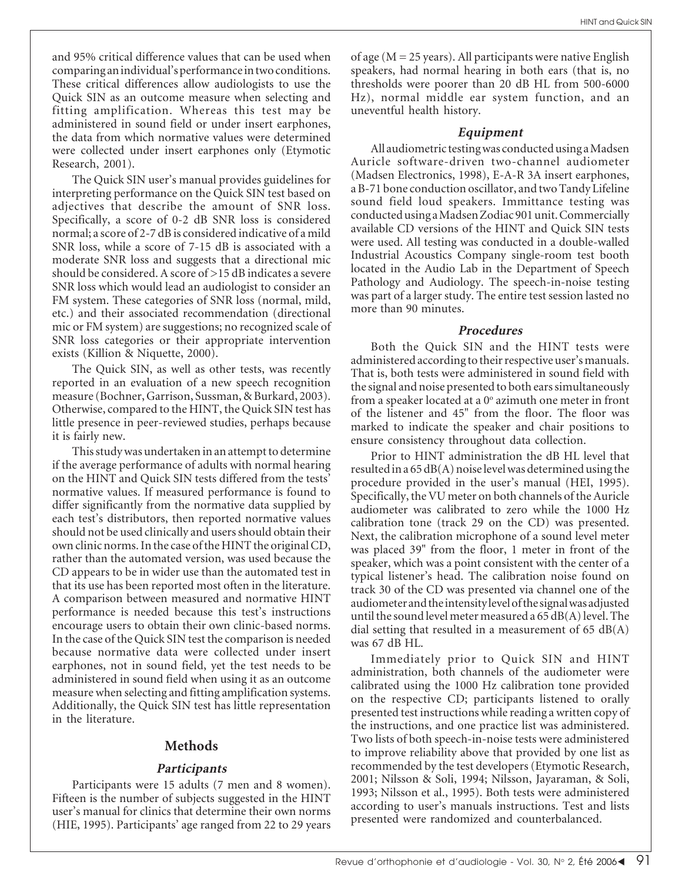and 95% critical difference values that can be used when comparing an individual's performance in two conditions. These critical differences allow audiologists to use the Quick SIN as an outcome measure when selecting and fitting amplification. Whereas this test may be administered in sound field or under insert earphones, the data from which normative values were determined were collected under insert earphones only (Etymotic Research, 2001).

The Quick SIN user's manual provides guidelines for interpreting performance on the Quick SIN test based on adjectives that describe the amount of SNR loss. Specifically, a score of 0-2 dB SNR loss is considered normal; a score of 2-7 dB is considered indicative of a mild SNR loss, while a score of 7-15 dB is associated with a moderate SNR loss and suggests that a directional mic should be considered. A score of >15 dB indicates a severe SNR loss which would lead an audiologist to consider an FM system. These categories of SNR loss (normal, mild, etc.) and their associated recommendation (directional mic or FM system) are suggestions; no recognized scale of SNR loss categories or their appropriate intervention exists (Killion & Niquette, 2000).

The Quick SIN, as well as other tests, was recently reported in an evaluation of a new speech recognition measure (Bochner, Garrison, Sussman, & Burkard, 2003). Otherwise, compared to the HINT, the Quick SIN test has little presence in peer-reviewed studies, perhaps because it is fairly new.

This study was undertaken in an attempt to determine if the average performance of adults with normal hearing on the HINT and Quick SIN tests differed from the tests' normative values. If measured performance is found to differ significantly from the normative data supplied by each test's distributors, then reported normative values should not be used clinically and users should obtain their own clinic norms. In the case of the HINT the original CD, rather than the automated version, was used because the CD appears to be in wider use than the automated test in that its use has been reported most often in the literature. A comparison between measured and normative HINT performance is needed because this test's instructions encourage users to obtain their own clinic-based norms. In the case of the Quick SIN test the comparison is needed because normative data were collected under insert earphones, not in sound field, yet the test needs to be administered in sound field when using it as an outcome measure when selecting and fitting amplification systems. Additionally, the Quick SIN test has little representation in the literature.

## Methods

### *Participants*

Participants were 15 adults (7 men and 8 women). Fifteen is the number of subjects suggested in the HINT user's manual for clinics that determine their own norms (HIE, 1995). Participants' age ranged from 22 to 29 years of age (M = 25 years). All participants were native English speakers, had normal hearing in both ears (that is, no thresholds were poorer than 20 dB HL from 500-6000 Hz), normal middle ear system function, and an uneventful health history.

### *Equipment*

All audiometric testing was conducted using a Madsen Auricle software-driven two-channel audiometer (Madsen Electronics, 1998), E-A-R 3A insert earphones, a B-71 bone conduction oscillator, and two Tandy Lifeline sound field loud speakers. Immittance testing was conducted using a Madsen Zodiac 901 unit. Commercially available CD versions of the HINT and Quick SIN tests were used. All testing was conducted in a double-walled Industrial Acoustics Company single-room test booth located in the Audio Lab in the Department of Speech Pathology and Audiology. The speech-in-noise testing was part of a larger study. The entire test session lasted no more than 90 minutes.

### *Procedures*

Both the Quick SIN and the HINT tests were administered according to their respective user's manuals. That is, both tests were administered in sound field with the signal and noise presented to both ears simultaneously from a speaker located at a 0° azimuth one meter in front of the listener and 45" from the floor. The floor was marked to indicate the speaker and chair positions to ensure consistency throughout data collection.

Prior to HINT administration the dB HL level that resulted in a 65 dB(A) noise level was determined using the procedure provided in the user's manual (HEI, 1995). Specifically, the VU meter on both channels of the Auricle audiometer was calibrated to zero while the 1000 Hz calibration tone (track 29 on the CD) was presented. Next, the calibration microphone of a sound level meter was placed 39" from the floor, 1 meter in front of the speaker, which was a point consistent with the center of a typical listener's head. The calibration noise found on track 30 of the CD was presented via channel one of the audiometer and the intensity level of the signal was adjusted until the sound level meter measured a 65 dB(A) level. The dial setting that resulted in a measurement of 65 dB(A) was 67 dB HL.

Immediately prior to Quick SIN and HINT administration, both channels of the audiometer were calibrated using the 1000 Hz calibration tone provided on the respective CD; participants listened to orally presented test instructions while reading a written copy of the instructions, and one practice list was administered. Two lists of both speech-in-noise tests were administered to improve reliability above that provided by one list as recommended by the test developers (Etymotic Research, 2001; Nilsson & Soli, 1994; Nilsson, Jayaraman, & Soli, 1993; Nilsson et al., 1995). Both tests were administered according to user's manuals instructions. Test and lists presented were randomized and counterbalanced.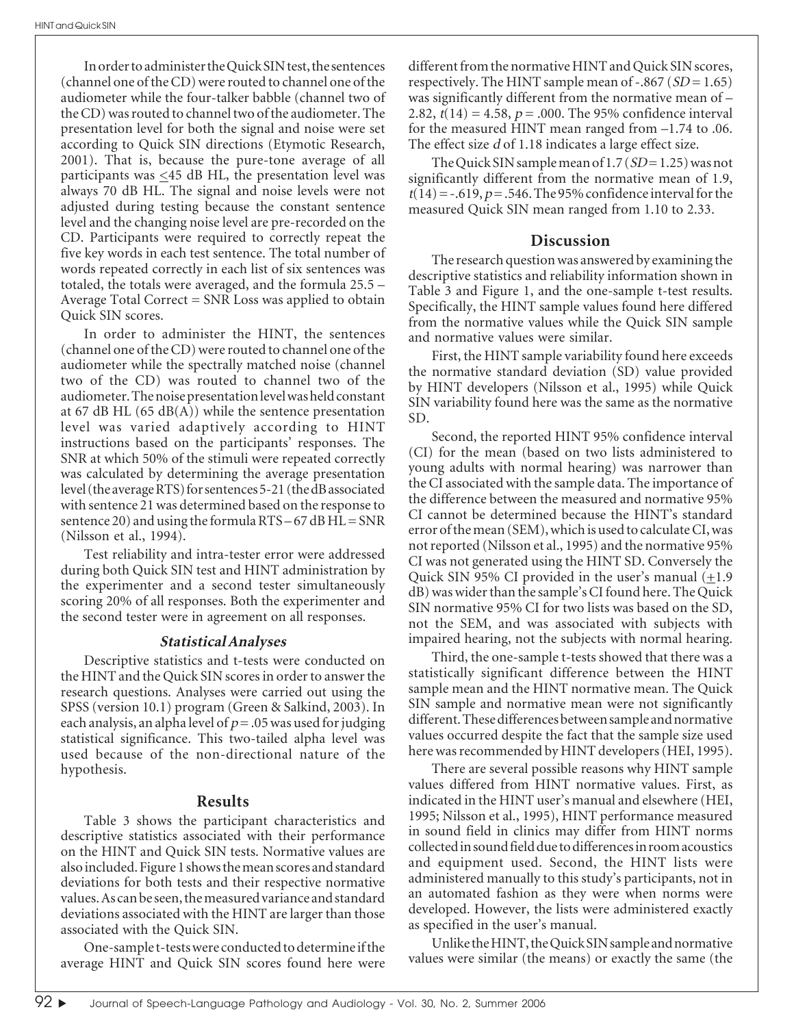In order to administer the Quick SIN test, the sentences (channel one of the CD) were routed to channel one of the audiometer while the four-talker babble (channel two of the CD) was routed to channel two of the audiometer. The presentation level for both the signal and noise were set according to Quick SIN directions (Etymotic Research, 2001). That is, because the pure-tone average of all participants was $\leq$45 dB HL, the presentation level was always 70 dB HL. The signal and noise levels were not adjusted during testing because the constant sentence level and the changing noise level are pre-recorded on the CD. Participants were required to correctly repeat the five key words in each test sentence. The total number of words repeated correctly in each list of six sentences was totaled, the totals were averaged, and the formula 25.5 – Average Total Correct = SNR Loss was applied to obtain Quick SIN scores.

In order to administer the HINT, the sentences (channel one of the CD) were routed to channel one of the audiometer while the spectrally matched noise (channel two of the CD) was routed to channel two of the audiometer. The noise presentation level was held constant at 67 dB HL (65 dB(A)) while the sentence presentation level was varied adaptively according to HINT instructions based on the participants' responses. The SNR at which 50% of the stimuli were repeated correctly was calculated by determining the average presentation level (the average RTS) for sentences 5-21 (the dB associated with sentence 21 was determined based on the response to sentence 20) and using the formula RTS – 67 dB HL = SNR (Nilsson et al., 1994).

Test reliability and intra-tester error were addressed during both Quick SIN test and HINT administration by the experimenter and a second tester simultaneously scoring 20% of all responses. Both the experimenter and the second tester were in agreement on all responses.

### *Statistical Analyses*

Descriptive statistics and t-tests were conducted on the HINT and the Quick SIN scores in order to answer the research questions. Analyses were carried out using the SPSS (version 10.1) program (Green & Salkind, 2003). In each analysis, an alpha level of $p = .05$ was used for judging statistical significance. This two-tailed alpha level was used because of the non-directional nature of the hypothesis.

## Results

Table 3 shows the participant characteristics and descriptive statistics associated with their performance on the HINT and Quick SIN tests. Normative values are also included. Figure 1 shows the mean scores and standard deviations for both tests and their respective normative values. As can be seen, the measured variance and standard deviations associated with the HINT are larger than those associated with the Quick SIN.

One-sample t-tests were conducted to determine if the average HINT and Quick SIN scores found here were different from the normative HINT and Quick SIN scores, respectively. The HINT sample mean of -.867 ($SD = 1.65$) was significantly different from the normative mean of –2.82, $t(14) = 4.58$, $p = .000$. The 95% confidence interval for the measured HINT mean ranged from –1.74 to .06. The effect size $d$ of 1.18 indicates a large effect size.

The Quick SIN sample mean of 1.7 ($SD = 1.25$) was not significantly different from the normative mean of 1.9, $t(14) = -.619$, $p = .546$. The 95% confidence interval for the measured Quick SIN mean ranged from 1.10 to 2.33.

## Discussion

The research question was answered by examining the descriptive statistics and reliability information shown in Table 3 and Figure 1, and the one-sample t-test results. Specifically, the HINT sample values found here differed from the normative values while the Quick SIN sample and normative values were similar.

First, the HINT sample variability found here exceeds the normative standard deviation (SD) value provided by HINT developers (Nilsson et al., 1995) while Quick SIN variability found here was the same as the normative SD.

Second, the reported HINT 95% confidence interval (CI) for the mean (based on two lists administered to young adults with normal hearing) was narrower than the CI associated with the sample data. The importance of the difference between the measured and normative 95% CI cannot be determined because the HINT's standard error of the mean (SEM), which is used to calculate CI, was not reported (Nilsson et al., 1995) and the normative 95% CI was not generated using the HINT SD. Conversely the Quick SIN 95% CI provided in the user's manual ($\pm$1.9 dB) was wider than the sample's CI found here. The Quick SIN normative 95% CI for two lists was based on the SD, not the SEM, and was associated with subjects with impaired hearing, not the subjects with normal hearing.

Third, the one-sample t-tests showed that there was a statistically significant difference between the HINT sample mean and the HINT normative mean. The Quick SIN sample and normative mean were not significantly different. These differences between sample and normative values occurred despite the fact that the sample size used here was recommended by HINT developers (HEI, 1995).

There are several possible reasons why HINT sample values differed from HINT normative values. First, as indicated in the HINT user's manual and elsewhere (HEI, 1995; Nilsson et al., 1995), HINT performance measured in sound field in clinics may differ from HINT norms collected in sound field due to differences in room acoustics and equipment used. Second, the HINT lists were administered manually to this study's participants, not in an automated fashion as they were when norms were developed. However, the lists were administered exactly as specified in the user's manual.

Unlike the HINT, the Quick SIN sample and normative values were similar (the means) or exactly the same (the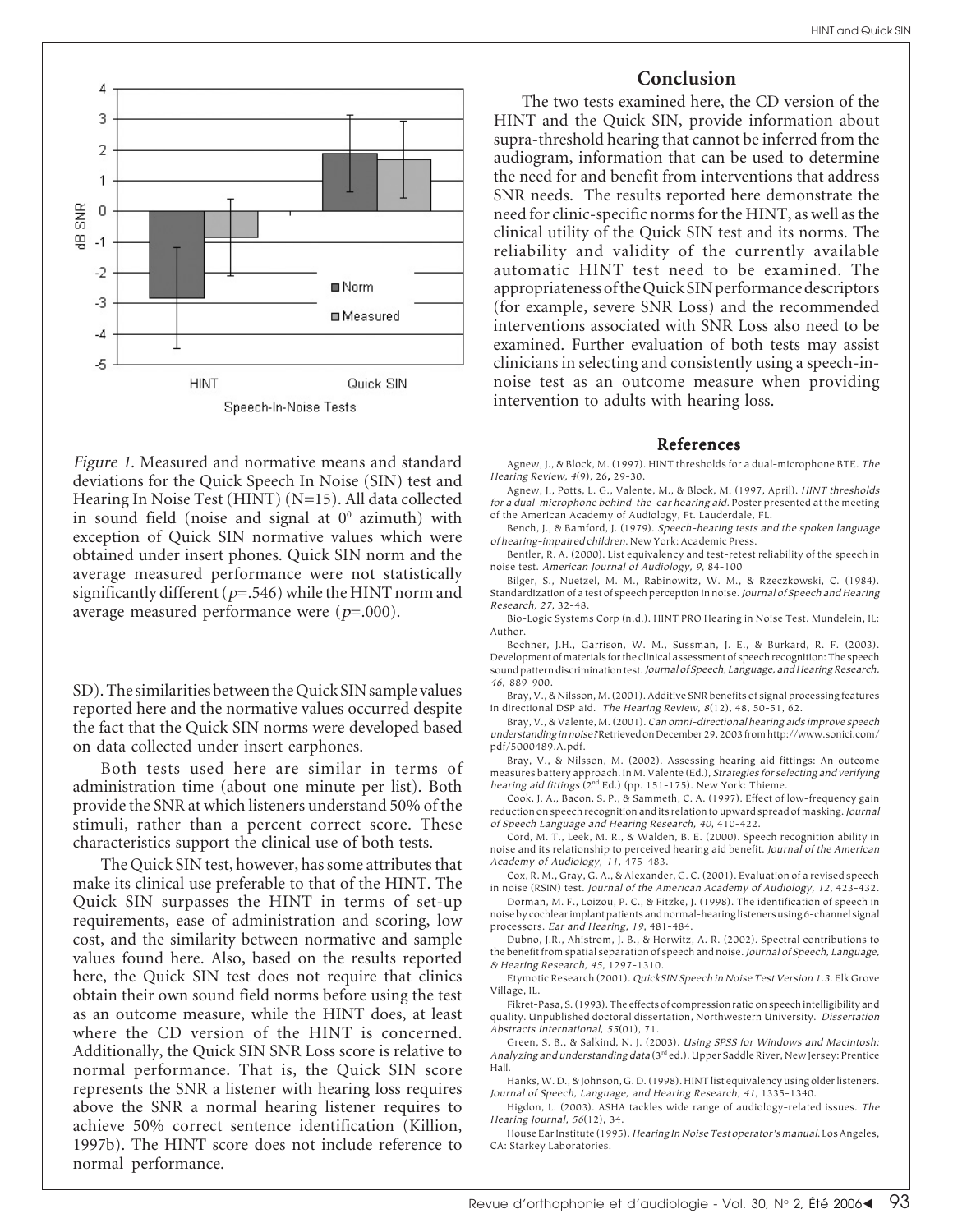Figure 1. Measured and normative means and standard deviations for the Quick Speech In Noise (SIN) test and Hearing In Noise Test (HINT) (N=15). All data collected in sound field (noise and signal at $0^0$ azimuth) with exception of Quick SIN normative values which were obtained under insert phones. Quick SIN norm and the average measured performance were not statistically significantly different ($p$=.546) while the HINT norm and average measured performance were ($p$=.000).

SD). The similarities between the Quick SIN sample values reported here and the normative values occurred despite the fact that the Quick SIN norms were developed based on data collected under insert earphones.

Both tests used here are similar in terms of administration time (about one minute per list). Both provide the SNR at which listeners understand 50% of the stimuli, rather than a percent correct score. These characteristics support the clinical use of both tests.

The Quick SIN test, however, has some attributes that make its clinical use preferable to that of the HINT. The Quick SIN surpasses the HINT in terms of set-up requirements, ease of administration and scoring, low cost, and the similarity between normative and sample values found here. Also, based on the results reported here, the Quick SIN test does not require that clinics obtain their own sound field norms before using the test as an outcome measure, while the HINT does, at least where the CD version of the HINT is concerned. Additionally, the Quick SIN SNR Loss score is relative to normal performance. That is, the Quick SIN score represents the SNR a listener with hearing loss requires above the SNR a normal hearing listener requires to achieve 50% correct sentence identification (Killion, 1997b). The HINT score does not include reference to normal performance.

## Conclusion

The two tests examined here, the CD version of the HINT and the Quick SIN, provide information about supra-threshold hearing that cannot be inferred from the audiogram, information that can be used to determine the need for and benefit from interventions that address SNR needs. The results reported here demonstrate the need for clinic-specific norms for the HINT, as well as the clinical utility of the Quick SIN test and its norms. The reliability and validity of the currently available automatic HINT test need to be examined. The appropriateness of the Quick SIN performance descriptors (for example, severe SNR Loss) and the recommended interventions associated with SNR Loss also need to be examined. Further evaluation of both tests may assist clinicians in selecting and consistently using a speech-in-noise test as an outcome measure when providing intervention to adults with hearing loss.

## References

Agnew, J., & Block, M. (1997). HINT thresholds for a dual-microphone BTE. *The Hearing Review, 4*(9), 26, 29-30.

Agnew, J., Potts, L. G., Valente, M., & Block, M. (1997, April). *HINT thresholds for a dual-microphone behind-the-ear hearing aid.* Poster presented at the meeting of the American Academy of Audiology, Ft. Lauderdale, FL.

Bench, J., & Bamford, J. (1979). *Speech-hearing tests and the spoken language of hearing-impaired children.* New York: Academic Press.

Bentler, R. A. (2000). List equivalency and test-retest reliability of the speech in noise test. *American Journal of Audiology, 9,* 84-100

Bilger, S., Nuetzel, M. M., Rabinowitz, W. M., & Rzeczkowski, C. (1984). Standardization of a test of speech perception in noise. *Journal of Speech and Hearing Research, 27,* 32-48.

Bio-Logic Systems Corp (n.d.). HINT PRO Hearing in Noise Test. Mundelein, IL: Author.

Bochner, J.H., Garrison, W. M., Sussman, J. E., & Burkard, R. F. (2003). Development of materials for the clinical assessment of speech recognition: The speech sound pattern discrimination test. *Journal of Speech, Language, and Hearing Research, 46,* 889-900.

Bray, V., & Nilsson, M. (2001). Additive SNR benefits of signal processing features in directional DSP aid. *The Hearing Review, 8*(12), 48, 50-51, 62.

Bray, V., & Valente, M. (2001). *Can omni-directional hearing aids improve speech understanding in noise?* Retrieved on December 29, 2003 from http://www.sonici.com/pdf/5000489.A.pdf.

Bray, V., & Nilsson, M. (2002). Assessing hearing aid fittings: An outcome measures battery approach. In M. Valente (Ed.), *Strategies for selecting and verifying hearing aid fittings* (2nd Ed.) (pp. 151-175). New York: Thieme.

Cook, J. A., Bacon, S. P., & Sammeth, C. A. (1997). Effect of low-frequency gain reduction on speech recognition and its relation to upward spread of masking. *Journal of Speech Language and Hearing Research, 40,* 410-422.

Cord, M. T., Leek, M. R., & Walden, B. E. (2000). Speech recognition ability in noise and its relationship to perceived hearing aid benefit. *Journal of the American Academy of Audiology, 11,* 475-483.

Cox, R. M., Gray, G. A., & Alexander, G. C. (2001). Evaluation of a revised speech in noise (RSIN) test. *Journal of the American Academy of Audiology, 12,* 423-432.

Dorman, M. F., Loizou, P. C., & Fitzke, J. (1998). The identification of speech in noise by cochlear implant patients and normal-hearing listeners using 6-channel signal processors. *Ear and Hearing, 19,* 481-484.

Dubno, J.R., Ahlstrom, J. B., & Horwitz, A. R. (2002). Spectral contributions to the benefit from spatial separation of speech and noise. *Journal of Speech, Language, & Hearing Research, 45,* 1297-1310.

Etymotic Research (2001). *QuickSIN Speech in Noise Test Version 1.3.* Elk Grove Village, IL.

Fikret-Pasa, S. (1993). The effects of compression ratio on speech intelligibility and quality. Unpublished doctoral dissertation, Northwestern University. *Dissertation Abstracts International, 55*(01), 71.

Green, S. B., & Salkind, N. J. (2003). *Using SPSS for Windows and Macintosh: Analyzing and understanding data* (3rd ed.). Upper Saddle River, New Jersey: Prentice Hall.

Hanks, W. D., & Johnson, G. D. (1998). HINT list equivalency using older listeners. *Journal of Speech, Language, and Hearing Research, 41,* 1335-1340.

Higdon, L. (2003). ASHA tackles wide range of audiology-related issues. *The Hearing Journal, 56*(12), 34.

House Ear Institute (1995). *Hearing In Noise Test operator's manual.* Los Angeles, CA: Starkey Laboratories.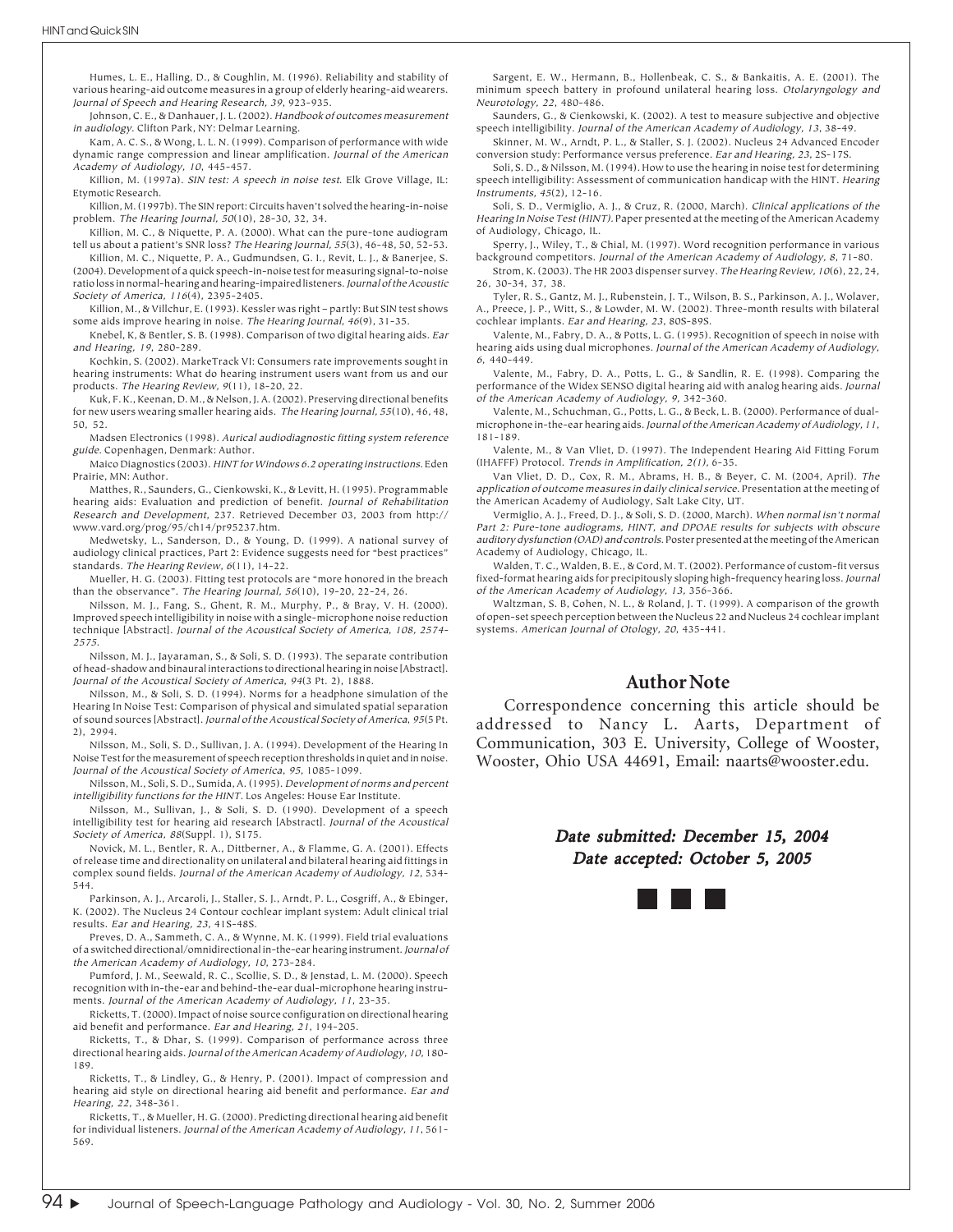Humes, L. E., Halling, D., & Coughlin, M. (1996). Reliability and stability of various hearing-aid outcome measures in a group of elderly hearing-aid wearers. *Journal of Speech and Hearing Research, 39*, 923-935.

Johnson, C. E., & Danhauer, J. L. (2002). *Handbook of outcomes measurement in audiology*. Clifton Park, NY: Delmar Learning.

Kam, A. C. S., & Wong, L. L. N. (1999). Comparison of performance with wide dynamic range compression and linear amplification. *Journal of the American Academy of Audiology, 10*, 445-457.

Killion, M. (1997a). *SIN test: A speech in noise test*. Elk Grove Village, IL: Etymotic Research.

Killion, M. (1997b). The SIN report: Circuits haven't solved the hearing-in-noise problem. *The Hearing Journal, 50*(10), 28-30, 32, 34.

Killion, M. C., & Niquette, P. A. (2000). What can the pure-tone audiogram tell us about a patient's SNR loss? *The Hearing Journal, 55*(3), 46-48, 50, 52-53.

Killion, M. C., Niquette, P. A., Gudmundsen, G. I., Revit, L. J., & Banerjee, S. (2004). Development of a quick speech-in-noise test for measuring signal-to-noise ratio loss in normal-hearing and hearing-impaired listeners. *Journal of the Acoustic Society of America, 116*(4), 2395-2405.

Killion, M., & Villchur, E. (1993). Kessler was right – partly: But SIN test shows some aids improve hearing in noise. *The Hearing Journal, 46*(9), 31-35.

Knebel, K, & Bentler, S. B. (1998). Comparison of two digital hearing aids. *Ear and Hearing, 19*, 280-289.

Kochkin, S. (2002). MarkeTrack VI: Consumers rate improvements sought in hearing instruments: What do hearing instrument users want from us and our products. *The Hearing Review, 9*(11), 18-20, 22.

Kuk, F. K., Keenan, D. M., & Nelson, J. A. (2002). Preserving directional benefits for new users wearing smaller hearing aids. *The Hearing Journal, 55*(10), 46, 48, 50, 52.

Madsen Electronics (1998). *Aurical audiodiagnostic fitting system reference guide*. Copenhagen, Denmark: Author.

Maico Diagnostics (2003). *HINT for Windows 6.2 operating instructions*. Eden Prairie, MN: Author.

Matthes, R., Saunders, G., Cienkowski, K., & Levitt, H. (1995). Programmable hearing aids: Evaluation and prediction of benefit. *Journal of Rehabilitation Research and Development*, 237. Retrieved December 03, 2003 from http://www.vard.org/prog/95/ch14/pr95237.htm.

Medwetsky, L., Sanderson, D., & Young, D. (1999). A national survey of audiology clinical practices, Part 2: Evidence suggests need for "best practices" standards. *The Hearing Review, 6*(11), 14-22.

Mueller, H. G. (2003). Fitting test protocols are "more honored in the breach than the observance". *The Hearing Journal, 56*(10), 19-20, 22-24, 26.

Nilsson, M. J., Fang, S., Ghent, R. M., Murphy, P., & Bray, V. H. (2000). Improved speech intelligibility in noise with a single-microphone noise reduction technique [Abstract]. *Journal of the Acoustical Society of America, 108*, 2574-2575.

Nilsson, M. J., Jayaraman, S., & Soli, S. D. (1993). The separate contribution of head-shadow and binaural interactions to directional hearing in noise [Abstract]. *Journal of the Acoustical Society of America, 94*(3 Pt. 2), 1888.

Nilsson, M., & Soli, S. D. (1994). Norms for a headphone simulation of the Hearing In Noise Test: Comparison of physical and simulated spatial separation of sound sources [Abstract]. *Journal of the Acoustical Society of America, 95*(5 Pt. 2), 2994.

Nilsson, M., Soli, S. D., Sullivan, J. A. (1994). Development of the Hearing In Noise Test for the measurement of speech reception thresholds in quiet and in noise. *Journal of the Acoustical Society of America, 95*, 1085-1099.

Nilsson, M., Soli, S. D., Sumida, A. (1995). *Development of norms and percent intelligibility functions for the HINT*. Los Angeles: House Ear Institute.

Nilsson, M., Sullivan, J., & Soli, S. D. (1990). Development of a speech intelligibility test for hearing aid research [Abstract]. *Journal of the Acoustical Society of America, 88*(Suppl. 1), S175.

Novick, M. L., Bentler, R. A., Dittberner, A., & Flamme, G. A. (2001). Effects of release time and directionality on unilateral and bilateral hearing aid fittings in complex sound fields. *Journal of the American Academy of Audiology, 12*, 534-544.

Parkinson, A. J., Arcaroli, J., Staller, S. J., Arndt, P. L., Cosgriff, A., & Ebinger, K. (2002). The Nucleus 24 Contour cochlear implant system: Adult clinical trial results. *Ear and Hearing, 23*, 41S-48S.

Preves, D. A., Sammeth, C. A., & Wynne, M. K. (1999). Field trial evaluations of a switched directional/omnidirectional in-the-ear hearing instrument. *Journal of the American Academy of Audiology, 10*, 273-284.

Pumford, J. M., Seewald, R. C., Scollie, S. D., & Jenstad, L. M. (2000). Speech recognition with in-the-ear and behind-the-ear dual-microphone hearing instruments. *Journal of the American Academy of Audiology, 11*, 23-35.

Ricketts, T. (2000). Impact of noise source configuration on directional hearing aid benefit and performance. *Ear and Hearing, 21*, 194-205.

Ricketts, T., & Dhar, S. (1999). Comparison of performance across three directional hearing aids. *Journal of the American Academy of Audiology, 10*, 180-189.

Ricketts, T., & Lindley, G., & Henry, P. (2001). Impact of compression and hearing aid style on directional hearing aid benefit and performance. *Ear and Hearing, 22*, 348-361.

Ricketts, T., & Mueller, H. G. (2000). Predicting directional hearing aid benefit for individual listeners. *Journal of the American Academy of Audiology, 11*, 561-569.

Sargent, E. W., Hermann, B., Hollenbeak, C. S., & Bankaitis, A. E. (2001). The minimum speech battery in profound unilateral hearing loss. *Otolaryngology and Neurotology, 22*, 480-486.

Saunders, G., & Cienkowski, K. (2002). A test to measure subjective and objective speech intelligibility. *Journal of the American Academy of Audiology, 13*, 38-49.

Skinner, M. W., Arndt, P. L., & Staller, S. J. (2002). Nucleus 24 Advanced Encoder conversion study: Performance versus preference. *Ear and Hearing, 23*, 2S-17S.

Soli, S. D., & Nilsson, M. (1994). How to use the hearing in noise test for determining speech intelligibility: Assessment of communication handicap with the HINT. *Hearing Instruments, 45*(2), 12-16.

Soli, S. D., Vermiglio, A. J., & Cruz, R. (2000, March). *Clinical applications of the Hearing In Noise Test (HINT)*. Paper presented at the meeting of the American Academy of Audiology, Chicago, IL.

Sperry, J., Wiley, T., & Chial, M. (1997). Word recognition performance in various background competitors. *Journal of the American Academy of Audiology, 8*, 71-80.

Strom, K. (2003). The HR 2003 dispenser survey. *The Hearing Review, 10*(6), 22, 24, 26, 30-34, 37, 38.

Tyler, R. S., Gantz, M. J., Rubenstein, J. T., Wilson, B. S., Parkinson, A. J., Wolaver, A., Preece, J. P., Witt, S., & Lowder, M. W. (2002). Three-month results with bilateral cochlear implants. *Ear and Hearing, 23*, 80S-89S.

Valente, M., Fabry, D. A., & Potts, L. G. (1995). Recognition of speech in noise with hearing aids using dual microphones. *Journal of the American Academy of Audiology, 6*, 440-449.

Valente, M., Fabry, D. A., Potts, L. G., & Sandlin, R. E. (1998). Comparing the performance of the Widex SENSO digital hearing aid with analog hearing aids. *Journal of the American Academy of Audiology, 9*, 342-360.

Valente, M., Schuchman, G., Potts, L. G., & Beck, L. B. (2000). Performance of dual-microphone in-the-ear hearing aids. *Journal of the American Academy of Audiology, 11*, 181-189.

Valente, M., & Van Vliet, D. (1997). The Independent Hearing Aid Fitting Forum (IHAFF) Protocol. *Trends in Amplification, 2(1)*, 6-35.

Van Vliet, D. D., Cox, R. M., Abrams, H. B., & Beyer, C. M. (2004, April). *The application of outcome measures in daily clinical service*. Presentation at the meeting of the American Academy of Audiology, Salt Lake City, UT.

Vermiglio, A. J., Freed, D. J., & Soli, S. D. (2000, March). *When normal isn't normal Part 2: Pure-tone audiograms, HINT, and DPOAE results for subjects with obscure auditory dysfunction (OAD) and controls*. Poster presented at the meeting of the American Academy of Audiology, Chicago, IL.

Walden, T. C., Walden, B. E., & Cord, M. T. (2002). Performance of custom-fit versus fixed-format hearing aids for precipitously sloping high-frequency hearing loss. *Journal of the American Academy of Audiology, 13*, 356-366.

Waltzman, S. B, Cohen, N. L., & Roland, J. T. (1999). A comparison of the growth of open-set speech perception between the Nucleus 22 and Nucleus 24 cochlear implant systems. *American Journal of Otology, 20*, 435-441.

## Author Note

Correspondence concerning this article should be addressed to Nancy L. Aarts, Department of Communication, 303 E. University, College of Wooster, Wooster, Ohio USA 44691, Email: naarts@wooster.edu.

***Date submitted: December 15, 2004***
***Date accepted: October 5, 2005***